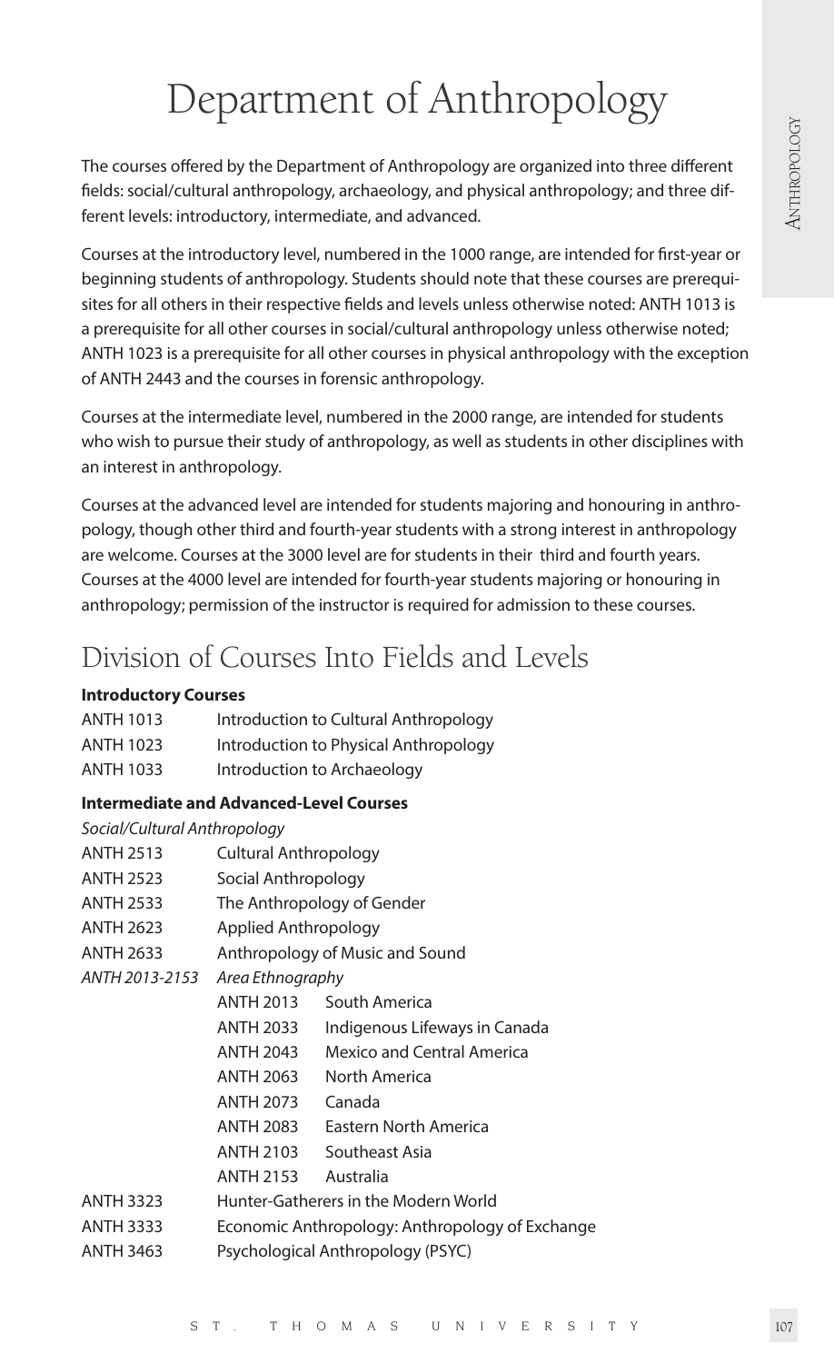# Department of Anthropology

The courses offered by the Department of Anthropology are organized into three different fields: social/cultural anthropology, archaeology, and physical anthropology; and three different levels: introductory, intermediate, and advanced.

Courses at the introductory level, numbered in the 1000 range, are intended for first-year or beginning students of anthropology. Students should note that these courses are prerequisites for all others in their respective fields and levels unless otherwise noted: ANTH 1013 is a prerequisite for all other courses in social/cultural anthropology unless otherwise noted; ANTH 1023 is a prerequisite for all other courses in physical anthropology with the exception of ANTH 2443 and the courses in forensic anthropology.

Courses at the intermediate level, numbered in the 2000 range, are intended for students who wish to pursue their study of anthropology, as well as students in other disciplines with an interest in anthropology.

Courses at the advanced level are intended for students majoring and honouring in anthropology, though other third and fourth-year students with a strong interest in anthropology are welcome. Courses at the 3000 level are for students in their third and fourth years. Courses at the 4000 level are intended for fourth-year students majoring or honouring in anthropology; permission of the instructor is required for admission to these courses.

## Division of Courses Into Fields and Levels

**Introductory Courses**

| | |
|---|---|
| ANTH 1013 | Introduction to Cultural Anthropology |
| ANTH 1023 | Introduction to Physical Anthropology |
| ANTH 1033 | Introduction to Archaeology |

**Intermediate and Advanced-Level Courses**

*Social/Cultural Anthropology*

| | | |
|---|---|---|
| ANTH 2513 | Cultural Anthropology | |
| ANTH 2523 | Social Anthropology | |
| ANTH 2533 | The Anthropology of Gender | |
| ANTH 2623 | Applied Anthropology | |
| ANTH 2633 | Anthropology of Music and Sound | |
| *ANTH 2013-2153* | *Area Ethnography* | |
| | ANTH 2013 | South America |
| | ANTH 2033 | Indigenous Lifeways in Canada |
| | ANTH 2043 | Mexico and Central America |
| | ANTH 2063 | North America |
| | ANTH 2073 | Canada |
| | ANTH 2083 | Eastern North America |
| | ANTH 2103 | Southeast Asia |
| | ANTH 2153 | Australia |
| ANTH 3323 | Hunter-Gatherers in the Modern World | |
| ANTH 3333 | Economic Anthropology: Anthropology of Exchange | |
| ANTH 3463 | Psychological Anthropology (PSYC) | |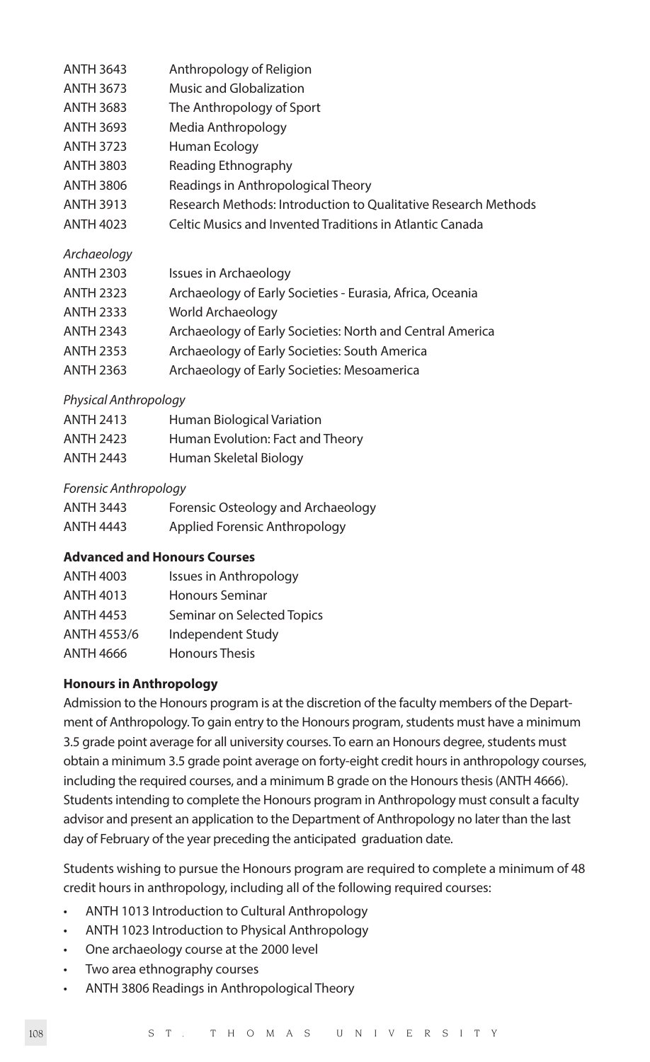| | |
|---|---|
| ANTH 3643 | Anthropology of Religion |
| ANTH 3673 | Music and Globalization |
| ANTH 3683 | The Anthropology of Sport |
| ANTH 3693 | Media Anthropology |
| ANTH 3723 | Human Ecology |
| ANTH 3803 | Reading Ethnography |
| ANTH 3806 | Readings in Anthropological Theory |
| ANTH 3913 | Research Methods: Introduction to Qualitative Research Methods |
| ANTH 4023 | Celtic Musics and Invented Traditions in Atlantic Canada |

*Archaeology*

| | |
|---|---|
| ANTH 2303 | Issues in Archaeology |
| ANTH 2323 | Archaeology of Early Societies - Eurasia, Africa, Oceania |
| ANTH 2333 | World Archaeology |
| ANTH 2343 | Archaeology of Early Societies: North and Central America |
| ANTH 2353 | Archaeology of Early Societies: South America |
| ANTH 2363 | Archaeology of Early Societies: Mesoamerica |

*Physical Anthropology*

| | |
|---|---|
| ANTH 2413 | Human Biological Variation |
| ANTH 2423 | Human Evolution: Fact and Theory |
| ANTH 2443 | Human Skeletal Biology |

*Forensic Anthropology*

| | |
|---|---|
| ANTH 3443 | Forensic Osteology and Archaeology |
| ANTH 4443 | Applied Forensic Anthropology |

**Advanced and Honours Courses**

| | |
|---|---|
| ANTH 4003 | Issues in Anthropology |
| ANTH 4013 | Honours Seminar |
| ANTH 4453 | Seminar on Selected Topics |
| ANTH 4553/6 | Independent Study |
| ANTH 4666 | Honours Thesis |

**Honours in Anthropology**

Admission to the Honours program is at the discretion of the faculty members of the Department of Anthropology. To gain entry to the Honours program, students must have a minimum 3.5 grade point average for all university courses. To earn an Honours degree, students must obtain a minimum 3.5 grade point average on forty-eight credit hours in anthropology courses, including the required courses, and a minimum B grade on the Honours thesis (ANTH 4666). Students intending to complete the Honours program in Anthropology must consult a faculty advisor and present an application to the Department of Anthropology no later than the last day of February of the year preceding the anticipated graduation date.

Students wishing to pursue the Honours program are required to complete a minimum of 48 credit hours in anthropology, including all of the following required courses:

- ANTH 1013 Introduction to Cultural Anthropology
- ANTH 1023 Introduction to Physical Anthropology
- One archaeology course at the 2000 level
- Two area ethnography courses
- ANTH 3806 Readings in Anthropological Theory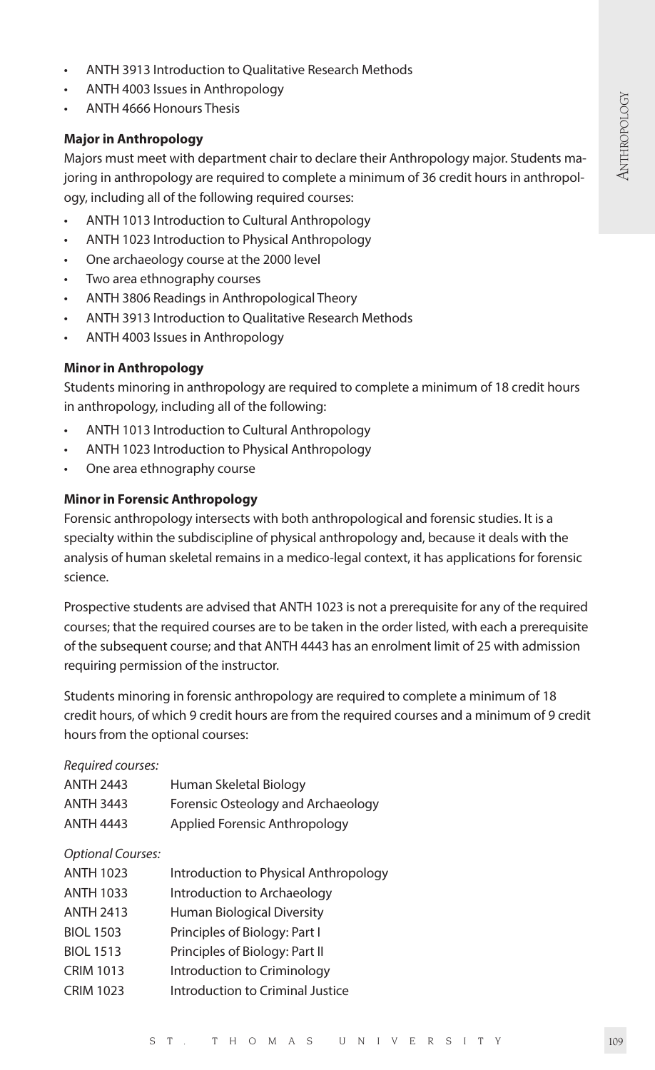- ANTH 3913 Introduction to Qualitative Research Methods
- ANTH 4003 Issues in Anthropology
- ANTH 4666 Honours Thesis

**Major in Anthropology**

Majors must meet with department chair to declare their Anthropology major. Students majoring in anthropology are required to complete a minimum of 36 credit hours in anthropology, including all of the following required courses:

- ANTH 1013 Introduction to Cultural Anthropology
- ANTH 1023 Introduction to Physical Anthropology
- One archaeology course at the 2000 level
- Two area ethnography courses
- ANTH 3806 Readings in Anthropological Theory
- ANTH 3913 Introduction to Qualitative Research Methods
- ANTH 4003 Issues in Anthropology

**Minor in Anthropology**

Students minoring in anthropology are required to complete a minimum of 18 credit hours in anthropology, including all of the following:

- ANTH 1013 Introduction to Cultural Anthropology
- ANTH 1023 Introduction to Physical Anthropology
- One area ethnography course

**Minor in Forensic Anthropology**

Forensic anthropology intersects with both anthropological and forensic studies. It is a specialty within the subdiscipline of physical anthropology and, because it deals with the analysis of human skeletal remains in a medico-legal context, it has applications for forensic science.

Prospective students are advised that ANTH 1023 is not a prerequisite for any of the required courses; that the required courses are to be taken in the order listed, with each a prerequisite of the subsequent course; and that ANTH 4443 has an enrolment limit of 25 with admission requiring permission of the instructor.

Students minoring in forensic anthropology are required to complete a minimum of 18 credit hours, of which 9 credit hours are from the required courses and a minimum of 9 credit hours from the optional courses:

*Required courses:*

| | |
|---|---|
| ANTH 2443 | Human Skeletal Biology |
| ANTH 3443 | Forensic Osteology and Archaeology |
| ANTH 4443 | Applied Forensic Anthropology |

*Optional Courses:*

| | |
|---|---|
| ANTH 1023 | Introduction to Physical Anthropology |
| ANTH 1033 | Introduction to Archaeology |
| ANTH 2413 | Human Biological Diversity |
| BIOL 1503 | Principles of Biology: Part I |
| BIOL 1513 | Principles of Biology: Part II |
| CRIM 1013 | Introduction to Criminology |
| CRIM 1023 | Introduction to Criminal Justice |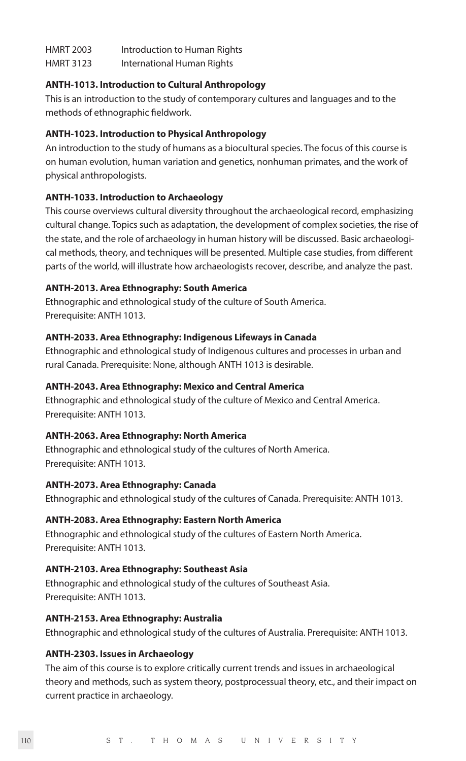| | |
|---|---|
| HMRT 2003 | Introduction to Human Rights |
| HMRT 3123 | International Human Rights |

**ANTH-1013. Introduction to Cultural Anthropology**

This is an introduction to the study of contemporary cultures and languages and to the methods of ethnographic fieldwork.

**ANTH-1023. Introduction to Physical Anthropology**

An introduction to the study of humans as a biocultural species. The focus of this course is on human evolution, human variation and genetics, nonhuman primates, and the work of physical anthropologists.

**ANTH-1033. Introduction to Archaeology**

This course overviews cultural diversity throughout the archaeological record, emphasizing cultural change. Topics such as adaptation, the development of complex societies, the rise of the state, and the role of archaeology in human history will be discussed. Basic archaeological methods, theory, and techniques will be presented. Multiple case studies, from different parts of the world, will illustrate how archaeologists recover, describe, and analyze the past.

**ANTH-2013. Area Ethnography: South America**

Ethnographic and ethnological study of the culture of South America. Prerequisite: ANTH 1013.

**ANTH-2033. Area Ethnography: Indigenous Lifeways in Canada**

Ethnographic and ethnological study of Indigenous cultures and processes in urban and rural Canada. Prerequisite: None, although ANTH 1013 is desirable.

**ANTH-2043. Area Ethnography: Mexico and Central America**

Ethnographic and ethnological study of the culture of Mexico and Central America. Prerequisite: ANTH 1013.

**ANTH-2063. Area Ethnography: North America**

Ethnographic and ethnological study of the cultures of North America. Prerequisite: ANTH 1013.

**ANTH-2073. Area Ethnography: Canada**

Ethnographic and ethnological study of the cultures of Canada. Prerequisite: ANTH 1013.

**ANTH-2083. Area Ethnography: Eastern North America**

Ethnographic and ethnological study of the cultures of Eastern North America. Prerequisite: ANTH 1013.

**ANTH-2103. Area Ethnography: Southeast Asia**

Ethnographic and ethnological study of the cultures of Southeast Asia. Prerequisite: ANTH 1013.

**ANTH-2153. Area Ethnography: Australia**

Ethnographic and ethnological study of the cultures of Australia. Prerequisite: ANTH 1013.

**ANTH-2303. Issues in Archaeology**

The aim of this course is to explore critically current trends and issues in archaeological theory and methods, such as system theory, postprocessual theory, etc., and their impact on current practice in archaeology.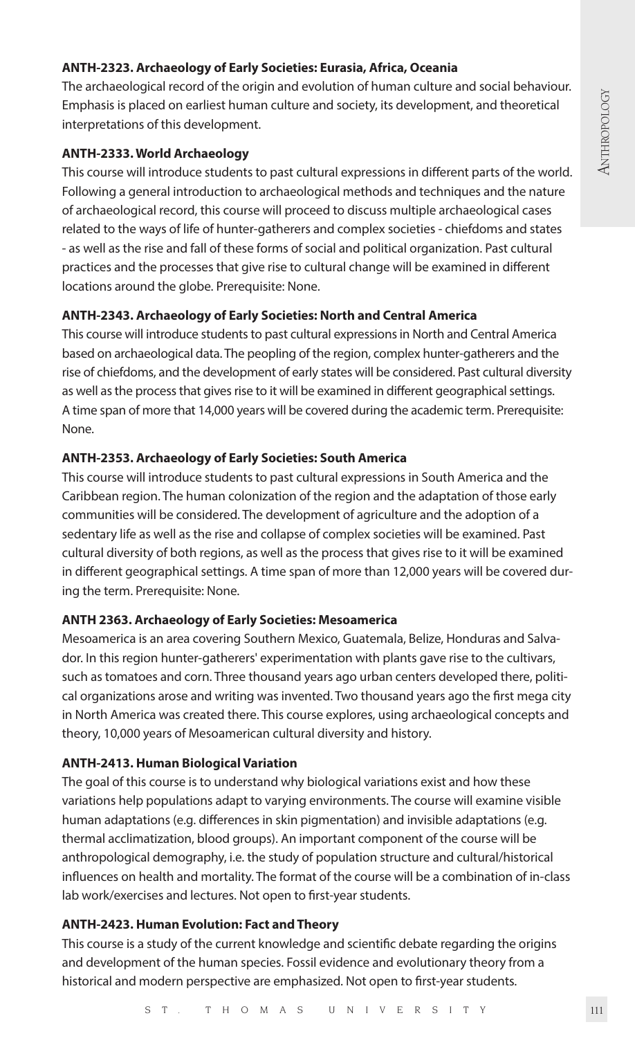**ANTH-2323. Archaeology of Early Societies: Eurasia, Africa, Oceania**

The archaeological record of the origin and evolution of human culture and social behaviour. Emphasis is placed on earliest human culture and society, its development, and theoretical interpretations of this development.

**ANTH-2333. World Archaeology**

This course will introduce students to past cultural expressions in different parts of the world. Following a general introduction to archaeological methods and techniques and the nature of archaeological record, this course will proceed to discuss multiple archaeological cases related to the ways of life of hunter-gatherers and complex societies - chiefdoms and states - as well as the rise and fall of these forms of social and political organization. Past cultural practices and the processes that give rise to cultural change will be examined in different locations around the globe. Prerequisite: None.

**ANTH-2343. Archaeology of Early Societies: North and Central America**

This course will introduce students to past cultural expressions in North and Central America based on archaeological data. The peopling of the region, complex hunter-gatherers and the rise of chiefdoms, and the development of early states will be considered. Past cultural diversity as well as the process that gives rise to it will be examined in different geographical settings. A time span of more that 14,000 years will be covered during the academic term. Prerequisite: None.

**ANTH-2353. Archaeology of Early Societies: South America**

This course will introduce students to past cultural expressions in South America and the Caribbean region. The human colonization of the region and the adaptation of those early communities will be considered. The development of agriculture and the adoption of a sedentary life as well as the rise and collapse of complex societies will be examined. Past cultural diversity of both regions, as well as the process that gives rise to it will be examined in different geographical settings. A time span of more than 12,000 years will be covered during the term. Prerequisite: None.

**ANTH 2363. Archaeology of Early Societies: Mesoamerica**

Mesoamerica is an area covering Southern Mexico, Guatemala, Belize, Honduras and Salvador. In this region hunter-gatherers' experimentation with plants gave rise to the cultivars, such as tomatoes and corn. Three thousand years ago urban centers developed there, political organizations arose and writing was invented. Two thousand years ago the first mega city in North America was created there. This course explores, using archaeological concepts and theory, 10,000 years of Mesoamerican cultural diversity and history.

**ANTH-2413. Human Biological Variation**

The goal of this course is to understand why biological variations exist and how these variations help populations adapt to varying environments. The course will examine visible human adaptations (e.g. differences in skin pigmentation) and invisible adaptations (e.g. thermal acclimatization, blood groups). An important component of the course will be anthropological demography, i.e. the study of population structure and cultural/historical influences on health and mortality. The format of the course will be a combination of in-class lab work/exercises and lectures. Not open to first-year students.

**ANTH-2423. Human Evolution: Fact and Theory**

This course is a study of the current knowledge and scientific debate regarding the origins and development of the human species. Fossil evidence and evolutionary theory from a historical and modern perspective are emphasized. Not open to first-year students.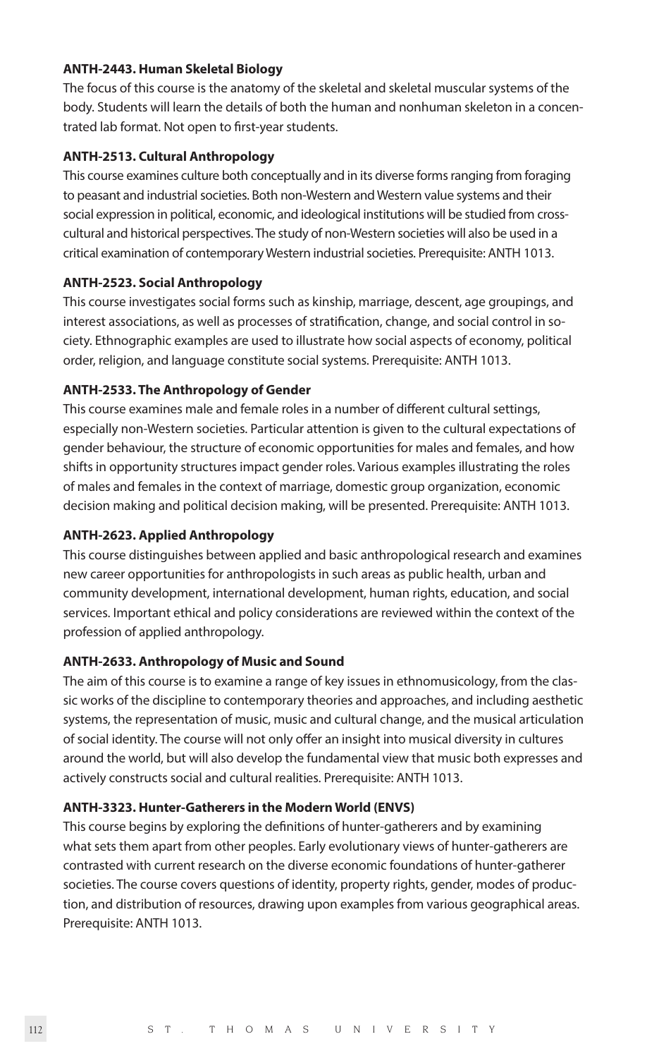**ANTH-2443. Human Skeletal Biology**

The focus of this course is the anatomy of the skeletal and skeletal muscular systems of the body. Students will learn the details of both the human and nonhuman skeleton in a concentrated lab format. Not open to first-year students.

**ANTH-2513. Cultural Anthropology**

This course examines culture both conceptually and in its diverse forms ranging from foraging to peasant and industrial societies. Both non-Western and Western value systems and their social expression in political, economic, and ideological institutions will be studied from cross-cultural and historical perspectives. The study of non-Western societies will also be used in a critical examination of contemporary Western industrial societies. Prerequisite: ANTH 1013.

**ANTH-2523. Social Anthropology**

This course investigates social forms such as kinship, marriage, descent, age groupings, and interest associations, as well as processes of stratification, change, and social control in society. Ethnographic examples are used to illustrate how social aspects of economy, political order, religion, and language constitute social systems. Prerequisite: ANTH 1013.

**ANTH-2533. The Anthropology of Gender**

This course examines male and female roles in a number of different cultural settings, especially non-Western societies. Particular attention is given to the cultural expectations of gender behaviour, the structure of economic opportunities for males and females, and how shifts in opportunity structures impact gender roles. Various examples illustrating the roles of males and females in the context of marriage, domestic group organization, economic decision making and political decision making, will be presented. Prerequisite: ANTH 1013.

**ANTH-2623. Applied Anthropology**

This course distinguishes between applied and basic anthropological research and examines new career opportunities for anthropologists in such areas as public health, urban and community development, international development, human rights, education, and social services. Important ethical and policy considerations are reviewed within the context of the profession of applied anthropology.

**ANTH-2633. Anthropology of Music and Sound**

The aim of this course is to examine a range of key issues in ethnomusicology, from the classic works of the discipline to contemporary theories and approaches, and including aesthetic systems, the representation of music, music and cultural change, and the musical articulation of social identity. The course will not only offer an insight into musical diversity in cultures around the world, but will also develop the fundamental view that music both expresses and actively constructs social and cultural realities. Prerequisite: ANTH 1013.

**ANTH-3323. Hunter-Gatherers in the Modern World (ENVS)**

This course begins by exploring the definitions of hunter-gatherers and by examining what sets them apart from other peoples. Early evolutionary views of hunter-gatherers are contrasted with current research on the diverse economic foundations of hunter-gatherer societies. The course covers questions of identity, property rights, gender, modes of production, and distribution of resources, drawing upon examples from various geographical areas. Prerequisite: ANTH 1013.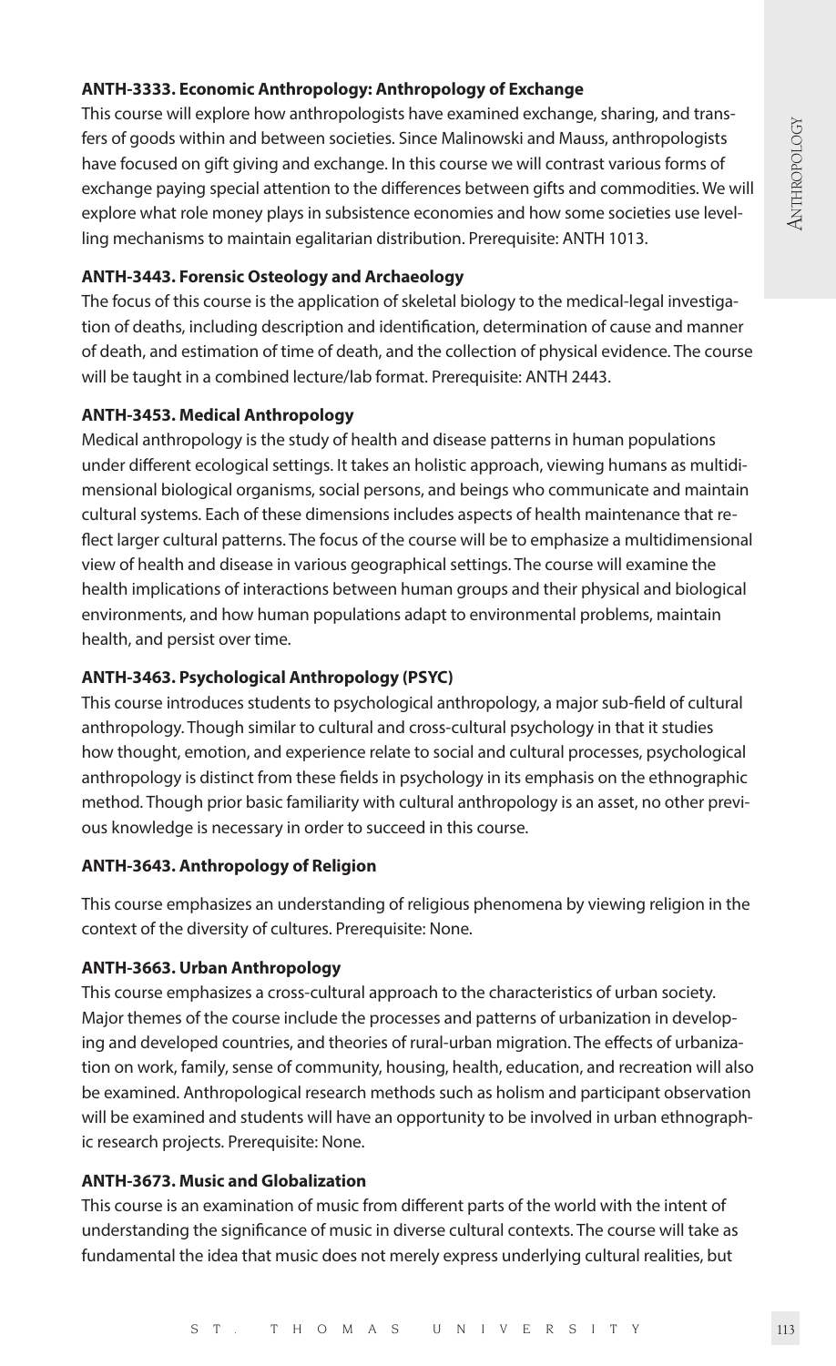**ANTH-3333. Economic Anthropology: Anthropology of Exchange**

This course will explore how anthropologists have examined exchange, sharing, and transfers of goods within and between societies. Since Malinowski and Mauss, anthropologists have focused on gift giving and exchange. In this course we will contrast various forms of exchange paying special attention to the differences between gifts and commodities. We will explore what role money plays in subsistence economies and how some societies use levelling mechanisms to maintain egalitarian distribution. Prerequisite: ANTH 1013.

**ANTH-3443. Forensic Osteology and Archaeology**

The focus of this course is the application of skeletal biology to the medical-legal investigation of deaths, including description and identification, determination of cause and manner of death, and estimation of time of death, and the collection of physical evidence. The course will be taught in a combined lecture/lab format. Prerequisite: ANTH 2443.

**ANTH-3453. Medical Anthropology**

Medical anthropology is the study of health and disease patterns in human populations under different ecological settings. It takes an holistic approach, viewing humans as multidimensional biological organisms, social persons, and beings who communicate and maintain cultural systems. Each of these dimensions includes aspects of health maintenance that reflect larger cultural patterns. The focus of the course will be to emphasize a multidimensional view of health and disease in various geographical settings. The course will examine the health implications of interactions between human groups and their physical and biological environments, and how human populations adapt to environmental problems, maintain health, and persist over time.

**ANTH-3463. Psychological Anthropology (PSYC)**

This course introduces students to psychological anthropology, a major sub-field of cultural anthropology. Though similar to cultural and cross-cultural psychology in that it studies how thought, emotion, and experience relate to social and cultural processes, psychological anthropology is distinct from these fields in psychology in its emphasis on the ethnographic method. Though prior basic familiarity with cultural anthropology is an asset, no other previous knowledge is necessary in order to succeed in this course.

**ANTH-3643. Anthropology of Religion**

This course emphasizes an understanding of religious phenomena by viewing religion in the context of the diversity of cultures. Prerequisite: None.

**ANTH-3663. Urban Anthropology**

This course emphasizes a cross-cultural approach to the characteristics of urban society. Major themes of the course include the processes and patterns of urbanization in developing and developed countries, and theories of rural-urban migration. The effects of urbanization on work, family, sense of community, housing, health, education, and recreation will also be examined. Anthropological research methods such as holism and participant observation will be examined and students will have an opportunity to be involved in urban ethnographic research projects. Prerequisite: None.

**ANTH-3673. Music and Globalization**

This course is an examination of music from different parts of the world with the intent of understanding the significance of music in diverse cultural contexts. The course will take as fundamental the idea that music does not merely express underlying cultural realities, but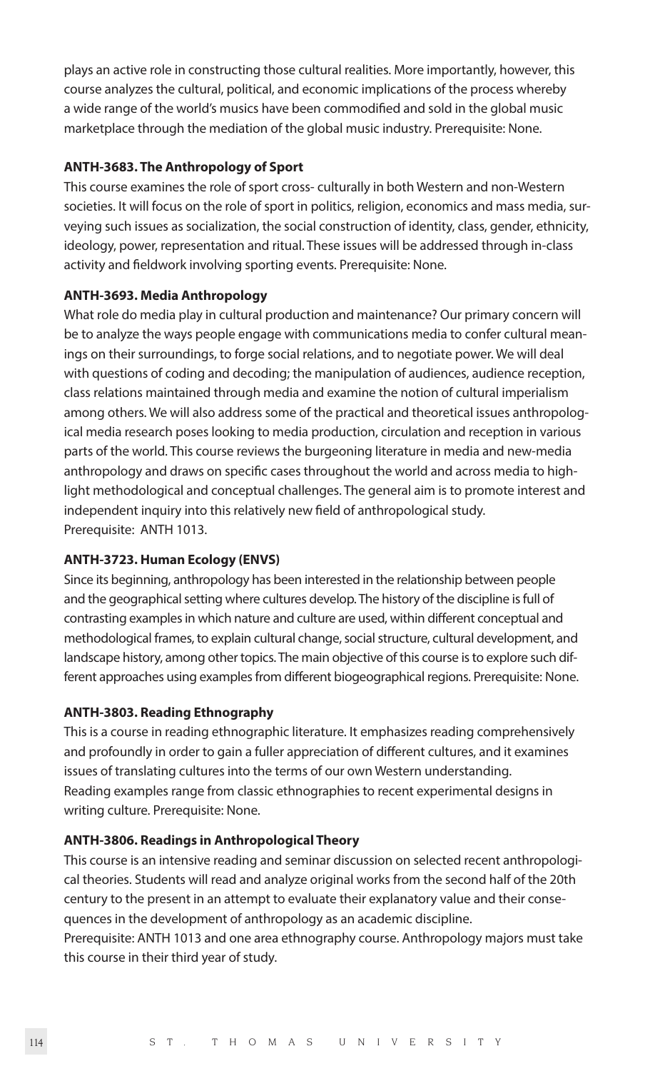plays an active role in constructing those cultural realities. More importantly, however, this course analyzes the cultural, political, and economic implications of the process whereby a wide range of the world's musics have been commodified and sold in the global music marketplace through the mediation of the global music industry. Prerequisite: None.

**ANTH-3683. The Anthropology of Sport**

This course examines the role of sport cross- culturally in both Western and non-Western societies. It will focus on the role of sport in politics, religion, economics and mass media, surveying such issues as socialization, the social construction of identity, class, gender, ethnicity, ideology, power, representation and ritual. These issues will be addressed through in-class activity and fieldwork involving sporting events. Prerequisite: None.

**ANTH-3693. Media Anthropology**

What role do media play in cultural production and maintenance? Our primary concern will be to analyze the ways people engage with communications media to confer cultural meanings on their surroundings, to forge social relations, and to negotiate power. We will deal with questions of coding and decoding; the manipulation of audiences, audience reception, class relations maintained through media and examine the notion of cultural imperialism among others. We will also address some of the practical and theoretical issues anthropological media research poses looking to media production, circulation and reception in various parts of the world. This course reviews the burgeoning literature in media and new-media anthropology and draws on specific cases throughout the world and across media to highlight methodological and conceptual challenges. The general aim is to promote interest and independent inquiry into this relatively new field of anthropological study.
Prerequisite: ANTH 1013.

**ANTH-3723. Human Ecology (ENVS)**

Since its beginning, anthropology has been interested in the relationship between people and the geographical setting where cultures develop. The history of the discipline is full of contrasting examples in which nature and culture are used, within different conceptual and methodological frames, to explain cultural change, social structure, cultural development, and landscape history, among other topics. The main objective of this course is to explore such different approaches using examples from different biogeographical regions. Prerequisite: None.

**ANTH-3803. Reading Ethnography**

This is a course in reading ethnographic literature. It emphasizes reading comprehensively and profoundly in order to gain a fuller appreciation of different cultures, and it examines issues of translating cultures into the terms of our own Western understanding.
Reading examples range from classic ethnographies to recent experimental designs in writing culture. Prerequisite: None.

**ANTH-3806. Readings in Anthropological Theory**

This course is an intensive reading and seminar discussion on selected recent anthropological theories. Students will read and analyze original works from the second half of the 20th century to the present in an attempt to evaluate their explanatory value and their consequences in the development of anthropology as an academic discipline.
Prerequisite: ANTH 1013 and one area ethnography course. Anthropology majors must take this course in their third year of study.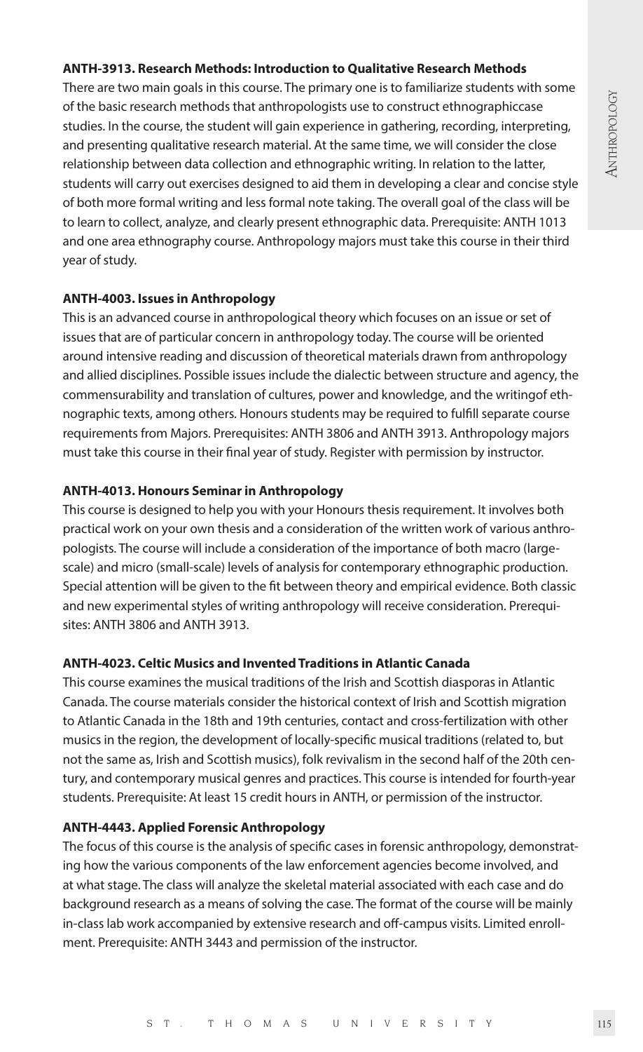**ANTH-3913. Research Methods: Introduction to Qualitative Research Methods**

There are two main goals in this course. The primary one is to familiarize students with some of the basic research methods that anthropologists use to construct ethnographiccase studies. In the course, the student will gain experience in gathering, recording, interpreting, and presenting qualitative research material. At the same time, we will consider the close relationship between data collection and ethnographic writing. In relation to the latter, students will carry out exercises designed to aid them in developing a clear and concise style of both more formal writing and less formal note taking. The overall goal of the class will be to learn to collect, analyze, and clearly present ethnographic data. Prerequisite: ANTH 1013 and one area ethnography course. Anthropology majors must take this course in their third year of study.

**ANTH-4003. Issues in Anthropology**

This is an advanced course in anthropological theory which focuses on an issue or set of issues that are of particular concern in anthropology today. The course will be oriented around intensive reading and discussion of theoretical materials drawn from anthropology and allied disciplines. Possible issues include the dialectic between structure and agency, the commensurability and translation of cultures, power and knowledge, and the writingof ethnographic texts, among others. Honours students may be required to fulfill separate course requirements from Majors. Prerequisites: ANTH 3806 and ANTH 3913. Anthropology majors must take this course in their final year of study. Register with permission by instructor.

**ANTH-4013. Honours Seminar in Anthropology**

This course is designed to help you with your Honours thesis requirement. It involves both practical work on your own thesis and a consideration of the written work of various anthropologists. The course will include a consideration of the importance of both macro (large-scale) and micro (small-scale) levels of analysis for contemporary ethnographic production. Special attention will be given to the fit between theory and empirical evidence. Both classic and new experimental styles of writing anthropology will receive consideration. Prerequisites: ANTH 3806 and ANTH 3913.

**ANTH-4023. Celtic Musics and Invented Traditions in Atlantic Canada**

This course examines the musical traditions of the Irish and Scottish diasporas in Atlantic Canada. The course materials consider the historical context of Irish and Scottish migration to Atlantic Canada in the 18th and 19th centuries, contact and cross-fertilization with other musics in the region, the development of locally-specific musical traditions (related to, but not the same as, Irish and Scottish musics), folk revivalism in the second half of the 20th century, and contemporary musical genres and practices. This course is intended for fourth-year students. Prerequisite: At least 15 credit hours in ANTH, or permission of the instructor.

**ANTH-4443. Applied Forensic Anthropology**

The focus of this course is the analysis of specific cases in forensic anthropology, demonstrating how the various components of the law enforcement agencies become involved, and at what stage. The class will analyze the skeletal material associated with each case and do background research as a means of solving the case. The format of the course will be mainly in-class lab work accompanied by extensive research and off-campus visits. Limited enrollment. Prerequisite: ANTH 3443 and permission of the instructor.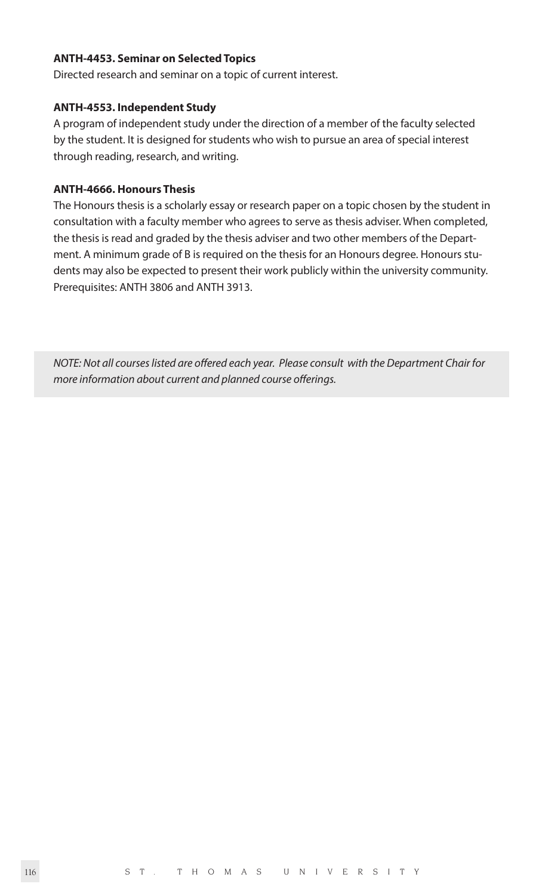**ANTH-4453. Seminar on Selected Topics**

Directed research and seminar on a topic of current interest.

**ANTH-4553. Independent Study**

A program of independent study under the direction of a member of the faculty selected by the student. It is designed for students who wish to pursue an area of special interest through reading, research, and writing.

**ANTH-4666. Honours Thesis**

The Honours thesis is a scholarly essay or research paper on a topic chosen by the student in consultation with a faculty member who agrees to serve as thesis adviser. When completed, the thesis is read and graded by the thesis adviser and two other members of the Department. A minimum grade of B is required on the thesis for an Honours degree. Honours students may also be expected to present their work publicly within the university community. Prerequisites: ANTH 3806 and ANTH 3913.

*NOTE: Not all courses listed are offered each year. Please consult with the Department Chair for more information about current and planned course offerings.*